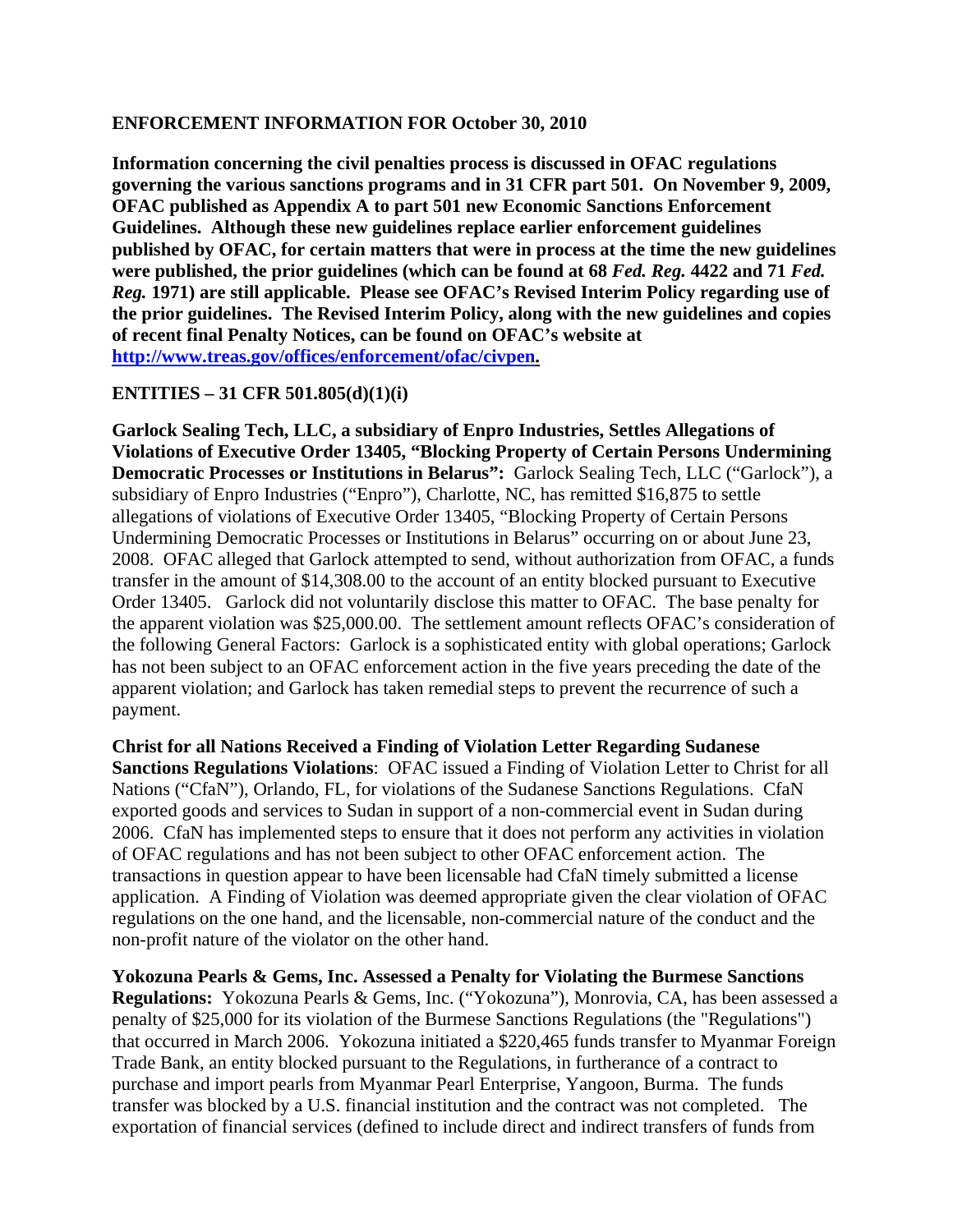## ENFORCEMENT INFORMATION FOR October 30, 2010

**Information concerning the civil penalties process is discussed in OFAC regulations governing the various sanctions programs and in 31 CFR part 501. On November 9, 2009, OFAC published as Appendix A to part 501 new Economic Sanctions Enforcement Guidelines. Although these new guidelines replace earlier enforcement guidelines published by OFAC, for certain matters that were in process at the time the new guidelines were published, the prior guidelines (which can be found at 68 *Fed. Reg.* 4422 and 71 *Fed. Reg.* 1971) are still applicable. Please see OFAC's Revised Interim Policy regarding use of the prior guidelines. The Revised Interim Policy, along with the new guidelines and copies of recent final Penalty Notices, can be found on OFAC's website at [http://www.treas.gov/offices/enforcement/ofac/civpen](http://www.treas.gov/offices/enforcement/ofac/civpen).**

### ENTITIES – 31 CFR 501.805(d)(1)(i)

**Garlock Sealing Tech, LLC, a subsidiary of Enpro Industries, Settles Allegations of Violations of Executive Order 13405, "Blocking Property of Certain Persons Undermining Democratic Processes or Institutions in Belarus":** Garlock Sealing Tech, LLC ("Garlock"), a subsidiary of Enpro Industries ("Enpro"), Charlotte, NC, has remitted $16,875 to settle allegations of violations of Executive Order 13405, "Blocking Property of Certain Persons Undermining Democratic Processes or Institutions in Belarus" occurring on or about June 23, 2008. OFAC alleged that Garlock attempted to send, without authorization from OFAC, a funds transfer in the amount of $14,308.00 to the account of an entity blocked pursuant to Executive Order 13405. Garlock did not voluntarily disclose this matter to OFAC. The base penalty for the apparent violation was $25,000.00. The settlement amount reflects OFAC's consideration of the following General Factors: Garlock is a sophisticated entity with global operations; Garlock has not been subject to an OFAC enforcement action in the five years preceding the date of the apparent violation; and Garlock has taken remedial steps to prevent the recurrence of such a payment.

**Christ for all Nations Received a Finding of Violation Letter Regarding Sudanese Sanctions Regulations Violations**: OFAC issued a Finding of Violation Letter to Christ for all Nations ("CfaN"), Orlando, FL, for violations of the Sudanese Sanctions Regulations. CfaN exported goods and services to Sudan in support of a non-commercial event in Sudan during 2006. CfaN has implemented steps to ensure that it does not perform any activities in violation of OFAC regulations and has not been subject to other OFAC enforcement action. The transactions in question appear to have been licensable had CfaN timely submitted a license application. A Finding of Violation was deemed appropriate given the clear violation of OFAC regulations on the one hand, and the licensable, non-commercial nature of the conduct and the non-profit nature of the violator on the other hand.

**Yokozuna Pearls & Gems, Inc. Assessed a Penalty for Violating the Burmese Sanctions Regulations:** Yokozuna Pearls & Gems, Inc. ("Yokozuna"), Monrovia, CA, has been assessed a penalty of $25,000 for its violation of the Burmese Sanctions Regulations (the "Regulations") that occurred in March 2006. Yokozuna initiated a $220,465 funds transfer to Myanmar Foreign Trade Bank, an entity blocked pursuant to the Regulations, in furtherance of a contract to purchase and import pearls from Myanmar Pearl Enterprise, Yangoon, Burma. The funds transfer was blocked by a U.S. financial institution and the contract was not completed. The exportation of financial services (defined to include direct and indirect transfers of funds from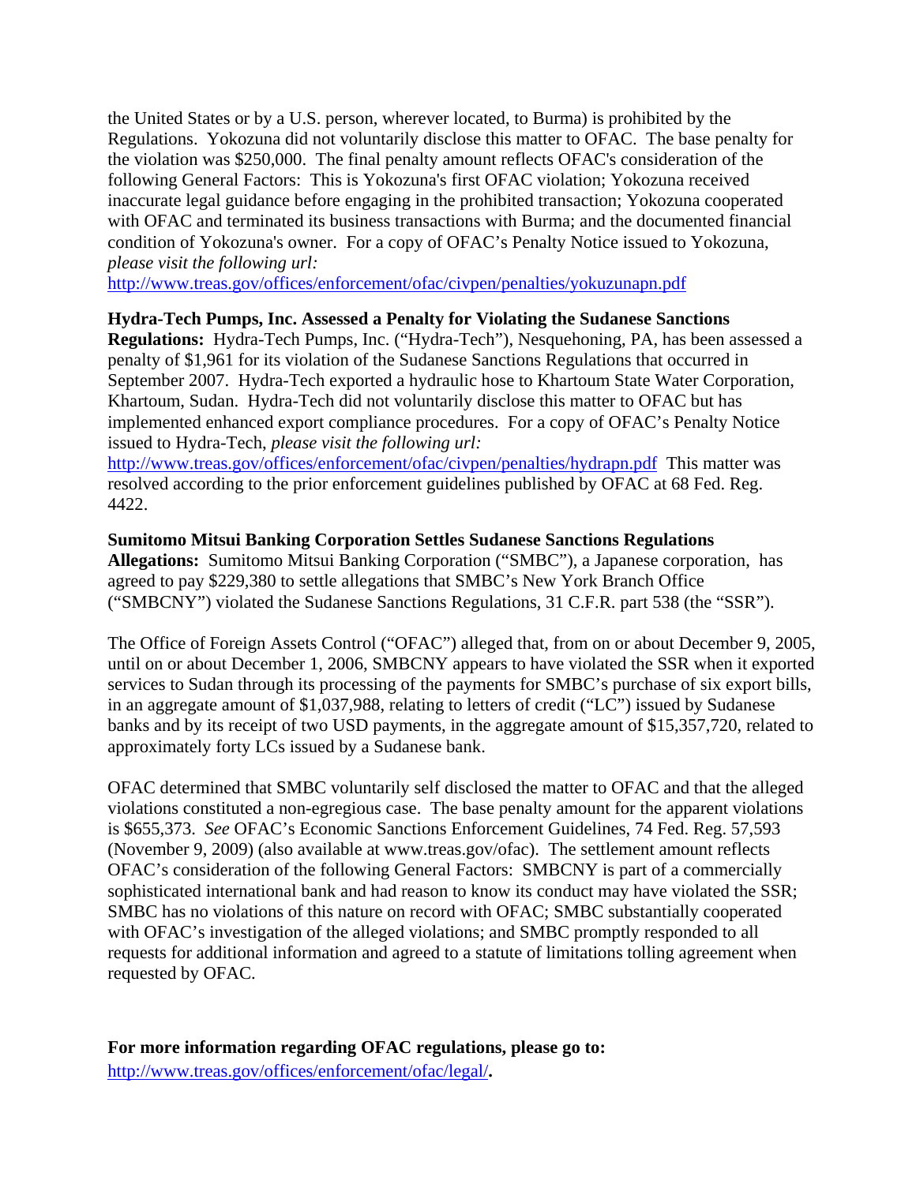the United States or by a U.S. person, wherever located, to Burma) is prohibited by the Regulations. Yokozuna did not voluntarily disclose this matter to OFAC. The base penalty for the violation was $250,000. The final penalty amount reflects OFAC's consideration of the following General Factors: This is Yokozuna's first OFAC violation; Yokozuna received inaccurate legal guidance before engaging in the prohibited transaction; Yokozuna cooperated with OFAC and terminated its business transactions with Burma; and the documented financial condition of Yokozuna's owner. For a copy of OFAC's Penalty Notice issued to Yokozuna, *please visit the following url:*
http://www.treas.gov/offices/enforcement/ofac/civpen/penalties/yokuzunapn.pdf

**Hydra-Tech Pumps, Inc. Assessed a Penalty for Violating the Sudanese Sanctions Regulations:** Hydra-Tech Pumps, Inc. ("Hydra-Tech"), Nesquehoning, PA, has been assessed a penalty of $1,961 for its violation of the Sudanese Sanctions Regulations that occurred in September 2007. Hydra-Tech exported a hydraulic hose to Khartoum State Water Corporation, Khartoum, Sudan. Hydra-Tech did not voluntarily disclose this matter to OFAC but has implemented enhanced export compliance procedures. For a copy of OFAC's Penalty Notice issued to Hydra-Tech, *please visit the following url:*
http://www.treas.gov/offices/enforcement/ofac/civpen/penalties/hydrapn.pdf This matter was resolved according to the prior enforcement guidelines published by OFAC at 68 Fed. Reg. 4422.

**Sumitomo Mitsui Banking Corporation Settles Sudanese Sanctions Regulations Allegations:** Sumitomo Mitsui Banking Corporation ("SMBC"), a Japanese corporation, has agreed to pay $229,380 to settle allegations that SMBC's New York Branch Office ("SMBCNY") violated the Sudanese Sanctions Regulations, 31 C.F.R. part 538 (the "SSR").

The Office of Foreign Assets Control ("OFAC") alleged that, from on or about December 9, 2005, until on or about December 1, 2006, SMBCNY appears to have violated the SSR when it exported services to Sudan through its processing of the payments for SMBC's purchase of six export bills, in an aggregate amount of $1,037,988, relating to letters of credit ("LC") issued by Sudanese banks and by its receipt of two USD payments, in the aggregate amount of $15,357,720, related to approximately forty LCs issued by a Sudanese bank.

OFAC determined that SMBC voluntarily self disclosed the matter to OFAC and that the alleged violations constituted a non-egregious case. The base penalty amount for the apparent violations is $655,373. *See* OFAC's Economic Sanctions Enforcement Guidelines, 74 Fed. Reg. 57,593 (November 9, 2009) (also available at www.treas.gov/ofac). The settlement amount reflects OFAC's consideration of the following General Factors: SMBCNY is part of a commercially sophisticated international bank and had reason to know its conduct may have violated the SSR; SMBC has no violations of this nature on record with OFAC; SMBC substantially cooperated with OFAC's investigation of the alleged violations; and SMBC promptly responded to all requests for additional information and agreed to a statute of limitations tolling agreement when requested by OFAC.

**For more information regarding OFAC regulations, please go to:**
http://www.treas.gov/offices/enforcement/ofac/legal/**.**